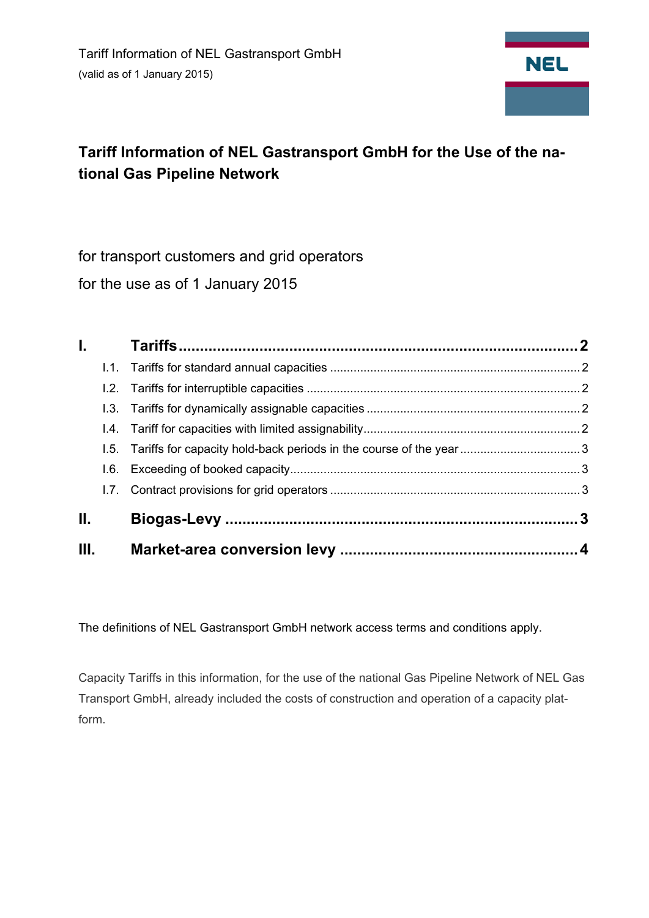Tariff Information of NEL Gastransport GmbH
(valid as of 1 January 2015)

NEL

# Tariff Information of NEL Gastransport GmbH for the Use of the national Gas Pipeline Network

for transport customers and grid operators

for the use as of 1 January 2015

| | | |
|---|---|---|
| **I.** | **Tariffs** | **2** |
| I.1. | Tariffs for standard annual capacities | 2 |
| I.2. | Tariffs for interruptible capacities | 2 |
| I.3. | Tariffs for dynamically assignable capacities | 2 |
| I.4. | Tariff for capacities with limited assignability | 2 |
| I.5. | Tariffs for capacity hold-back periods in the course of the year | 3 |
| I.6. | Exceeding of booked capacity | 3 |
| I.7. | Contract provisions for grid operators | 3 |
| **II.** | **Biogas-Levy** | **3** |
| **III.** | **Market-area conversion levy** | **4** |

The definitions of NEL Gastransport GmbH network access terms and conditions apply.

Capacity Tariffs in this information, for the use of the national Gas Pipeline Network of NEL Gas Transport GmbH, already included the costs of construction and operation of a capacity platform.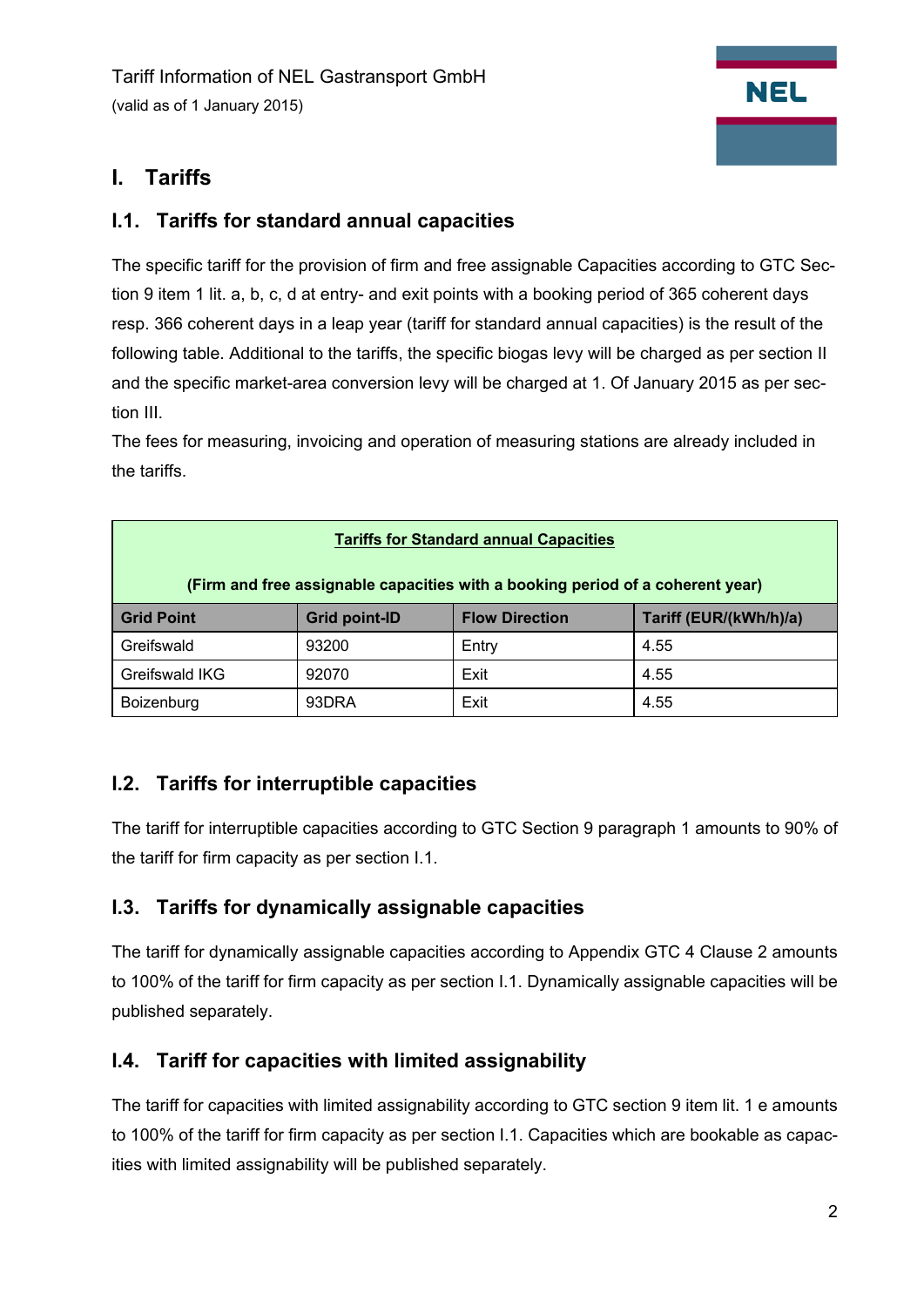Tariff Information of NEL Gastransport GmbH

(valid as of 1 January 2015)

# I. Tariffs

## I.1. Tariffs for standard annual capacities

The specific tariff for the provision of firm and free assignable Capacities according to GTC Section 9 item 1 lit. a, b, c, d at entry- and exit points with a booking period of 365 coherent days resp. 366 coherent days in a leap year (tariff for standard annual capacities) is the result of the following table. Additional to the tariffs, the specific biogas levy will be charged as per section II and the specific market-area conversion levy will be charged at 1. Of January 2015 as per section III.

The fees for measuring, invoicing and operation of measuring stations are already included in the tariffs.

| **Tariffs for Standard annual Capacities** (Firm and free assignable capacities with a booking period of a coherent year) | | | |
|---|---|---|---|
| **Grid Point** | **Grid point-ID** | **Flow Direction** | **Tariff (EUR/(kWh/h)/a)** |
| Greifswald | 93200 | Entry | 4.55 |
| Greifswald IKG | 92070 | Exit | 4.55 |
| Boizenburg | 93DRA | Exit | 4.55 |

## I.2. Tariffs for interruptible capacities

The tariff for interruptible capacities according to GTC Section 9 paragraph 1 amounts to 90% of the tariff for firm capacity as per section I.1.

## I.3. Tariffs for dynamically assignable capacities

The tariff for dynamically assignable capacities according to Appendix GTC 4 Clause 2 amounts to 100% of the tariff for firm capacity as per section I.1. Dynamically assignable capacities will be published separately.

## I.4. Tariff for capacities with limited assignability

The tariff for capacities with limited assignability according to GTC section 9 item lit. 1 e amounts to 100% of the tariff for firm capacity as per section I.1. Capacities which are bookable as capacities with limited assignability will be published separately.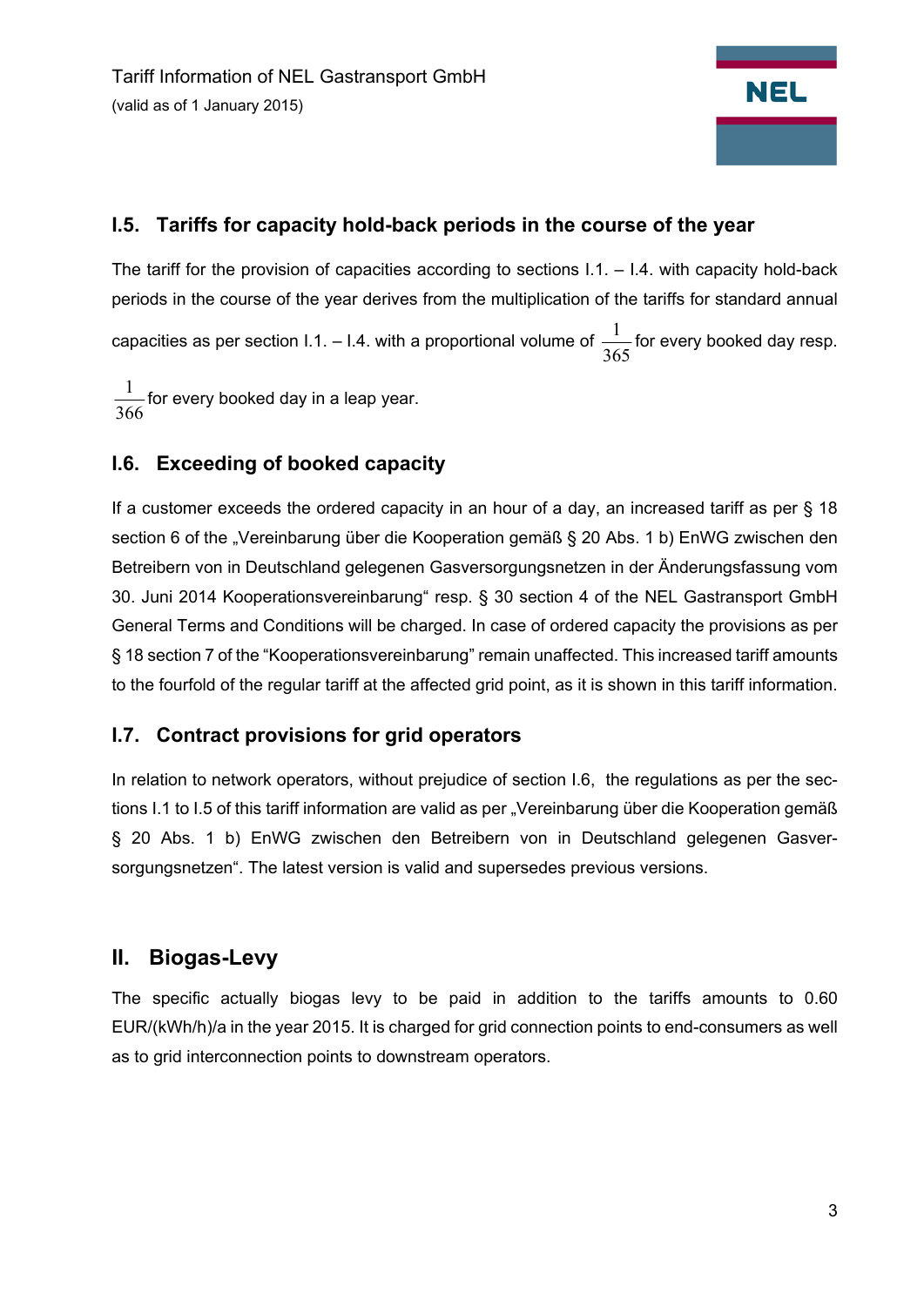## I.5. Tariffs for capacity hold-back periods in the course of the year

The tariff for the provision of capacities according to sections I.1. – I.4. with capacity hold-back periods in the course of the year derives from the multiplication of the tariffs for standard annual capacities as per section I.1. – I.4. with a proportional volume of $\frac{1}{365}$ for every booked day resp. $\frac{1}{366}$ for every booked day in a leap year.

## I.6. Exceeding of booked capacity

If a customer exceeds the ordered capacity in an hour of a day, an increased tariff as per § 18 section 6 of the „Vereinbarung über die Kooperation gemäß § 20 Abs. 1 b) EnWG zwischen den Betreibern von in Deutschland gelegenen Gasversorgungsnetzen in der Änderungsfassung vom 30. Juni 2014 Kooperationsvereinbarung“ resp. § 30 section 4 of the NEL Gastransport GmbH General Terms and Conditions will be charged. In case of ordered capacity the provisions as per § 18 section 7 of the “Kooperationsvereinbarung” remain unaffected. This increased tariff amounts to the fourfold of the regular tariff at the affected grid point, as it is shown in this tariff information.

## I.7. Contract provisions for grid operators

In relation to network operators, without prejudice of section I.6, the regulations as per the sections I.1 to I.5 of this tariff information are valid as per „Vereinbarung über die Kooperation gemäß § 20 Abs. 1 b) EnWG zwischen den Betreibern von in Deutschland gelegenen Gasversorgungsnetzen“. The latest version is valid and supersedes previous versions.

# II. Biogas-Levy

The specific actually biogas levy to be paid in addition to the tariffs amounts to 0.60 EUR/(kWh/h)/a in the year 2015. It is charged for grid connection points to end-consumers as well as to grid interconnection points to downstream operators.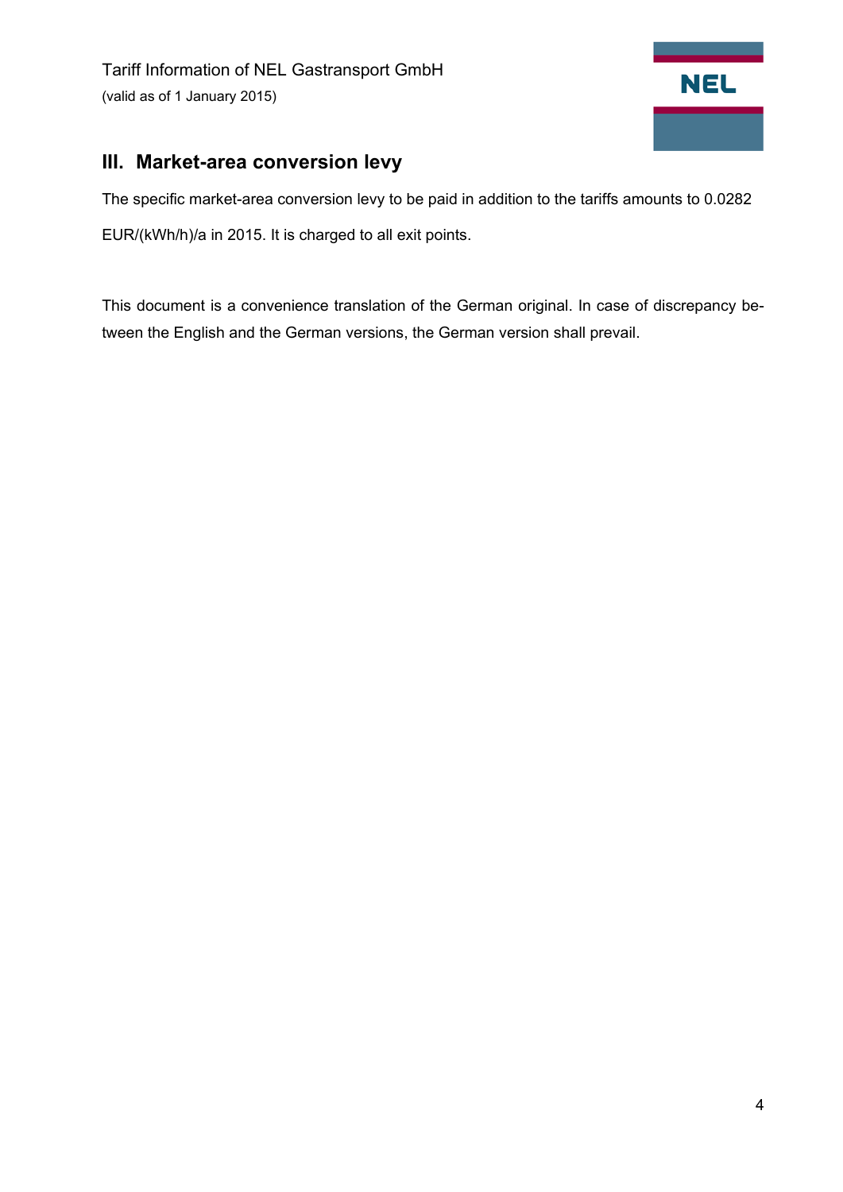## III. Market-area conversion levy

The specific market-area conversion levy to be paid in addition to the tariffs amounts to 0.0282 EUR/(kWh/h)/a in 2015. It is charged to all exit points.

This document is a convenience translation of the German original. In case of discrepancy between the English and the German versions, the German version shall prevail.